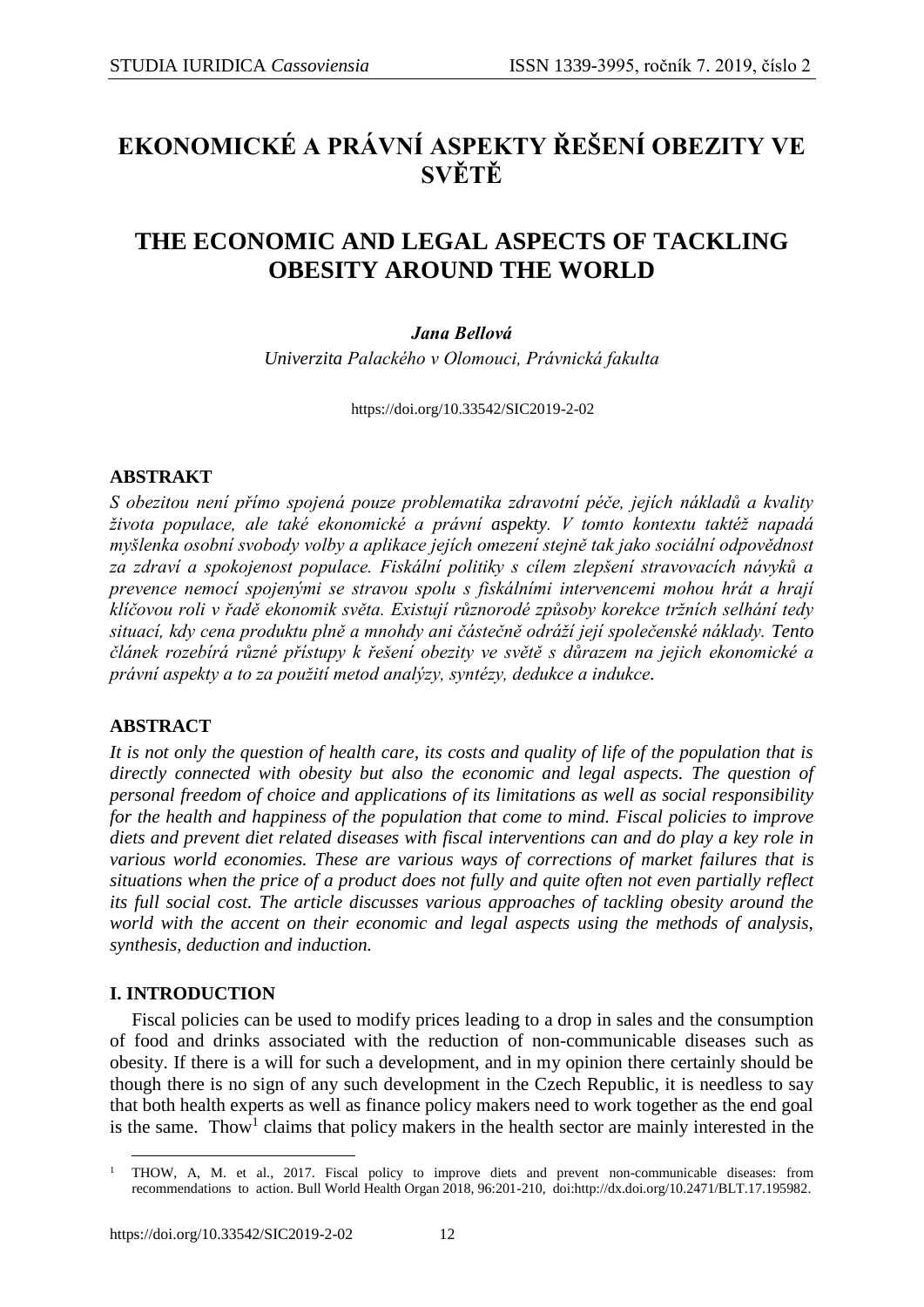# EKONOMICKÉ A PRÁVNÍ ASPEKTY ŘEŠENÍ OBEZITY VE SVĚTĚ

# THE ECONOMIC AND LEGAL ASPECTS OF TACKLING OBESITY AROUND THE WORLD

***Jana Bellová***

*Univerzita Palackého v Olomouci, Právnická fakulta*

https://doi.org/10.33542/SIC2019-2-02

## ABSTRAKT

*S obezitou není přímo spojená pouze problematika zdravotní péče, jejích nákladů a kvality života populace, ale také ekonomické a právní aspekty. V tomto kontextu taktéž napadá myšlenka osobní svobody volby a aplikace jejích omezení stejně tak jako sociální odpovědnost za zdraví a spokojenost populace. Fiskální politiky s cílem zlepšení stravovacích návyků a prevence nemocí spojenými se stravou spolu s fiskálními intervencemi mohou hrát a hrají klíčovou roli v řadě ekonomik světa. Existují různorodé způsoby korekce tržních selhání tedy situací, kdy cena produktu plně a mnohdy ani částečně odráží její společenské náklady. Tento článek rozebírá různé přístupy k řešení obezity ve světě s důrazem na jejich ekonomické a právní aspekty a to za použití metod analýzy, syntézy, dedukce a indukce.*

## ABSTRACT

*It is not only the question of health care, its costs and quality of life of the population that is directly connected with obesity but also the economic and legal aspects. The question of personal freedom of choice and applications of its limitations as well as social responsibility for the health and happiness of the population that come to mind. Fiscal policies to improve diets and prevent diet related diseases with fiscal interventions can and do play a key role in various world economies. These are various ways of corrections of market failures that is situations when the price of a product does not fully and quite often not even partially reflect its full social cost. The article discusses various approaches of tackling obesity around the world with the accent on their economic and legal aspects using the methods of analysis, synthesis, deduction and induction.*

## I. INTRODUCTION

Fiscal policies can be used to modify prices leading to a drop in sales and the consumption of food and drinks associated with the reduction of non-communicable diseases such as obesity. If there is a will for such a development, and in my opinion there certainly should be though there is no sign of any such development in the Czech Republic, it is needless to say that both health experts as well as finance policy makers need to work together as the end goal is the same. Thow[1] claims that policy makers in the health sector are mainly interested in the

[1] THOW, A, M. et al., 2017. Fiscal policy to improve diets and prevent non-communicable diseases: from recommendations to action. Bull World Health Organ 2018, 96:201-210, doi:http://dx.doi.org/10.2471/BLT.17.195982.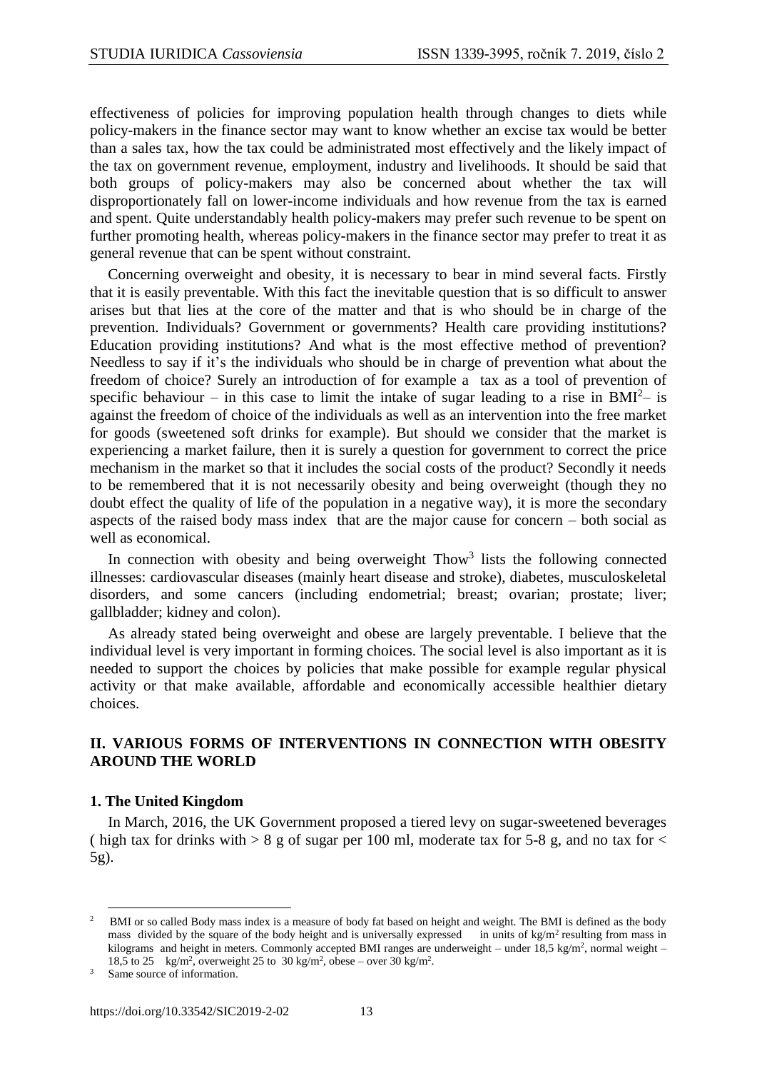effectiveness of policies for improving population health through changes to diets while policy-makers in the finance sector may want to know whether an excise tax would be better than a sales tax, how the tax could be administrated most effectively and the likely impact of the tax on government revenue, employment, industry and livelihoods. It should be said that both groups of policy-makers may also be concerned about whether the tax will disproportionately fall on lower-income individuals and how revenue from the tax is earned and spent. Quite understandably health policy-makers may prefer such revenue to be spent on further promoting health, whereas policy-makers in the finance sector may prefer to treat it as general revenue that can be spent without constraint.

Concerning overweight and obesity, it is necessary to bear in mind several facts. Firstly that it is easily preventable. With this fact the inevitable question that is so difficult to answer arises but that lies at the core of the matter and that is who should be in charge of the prevention. Individuals? Government or governments? Health care providing institutions? Education providing institutions? And what is the most effective method of prevention? Needless to say if it's the individuals who should be in charge of prevention what about the freedom of choice? Surely an introduction of for example a tax as a tool of prevention of specific behaviour – in this case to limit the intake of sugar leading to a rise in BMI[2]– is against the freedom of choice of the individuals as well as an intervention into the free market for goods (sweetened soft drinks for example). But should we consider that the market is experiencing a market failure, then it is surely a question for government to correct the price mechanism in the market so that it includes the social costs of the product? Secondly it needs to be remembered that it is not necessarily obesity and being overweight (though they no doubt effect the quality of life of the population in a negative way), it is more the secondary aspects of the raised body mass index that are the major cause for concern – both social as well as economical.

In connection with obesity and being overweight Thow[3] lists the following connected illnesses: cardiovascular diseases (mainly heart disease and stroke), diabetes, musculoskeletal disorders, and some cancers (including endometrial; breast; ovarian; prostate; liver; gallbladder; kidney and colon).

As already stated being overweight and obese are largely preventable. I believe that the individual level is very important in forming choices. The social level is also important as it is needed to support the choices by policies that make possible for example regular physical activity or that make available, affordable and economically accessible healthier dietary choices.

## II. VARIOUS FORMS OF INTERVENTIONS IN CONNECTION WITH OBESITY AROUND THE WORLD

### 1. The United Kingdom

In March, 2016, the UK Government proposed a tiered levy on sugar-sweetened beverages ( high tax for drinks with > 8 g of sugar per 100 ml, moderate tax for 5-8 g, and no tax for < 5g).

---

[2] BMI or so called Body mass index is a measure of body fat based on height and weight. The BMI is defined as the body mass divided by the square of the body height and is universally expressed in units of $kg/m^2$ resulting from mass in kilograms and height in meters. Commonly accepted BMI ranges are underweight – under 18,5 $kg/m^2$, normal weight – 18,5 to 25 $kg/m^2$, overweight 25 to 30 $kg/m^2$, obese – over 30 $kg/m^2$.

[3] Same source of information.

https://doi.org/10.33542/SIC2019-2-02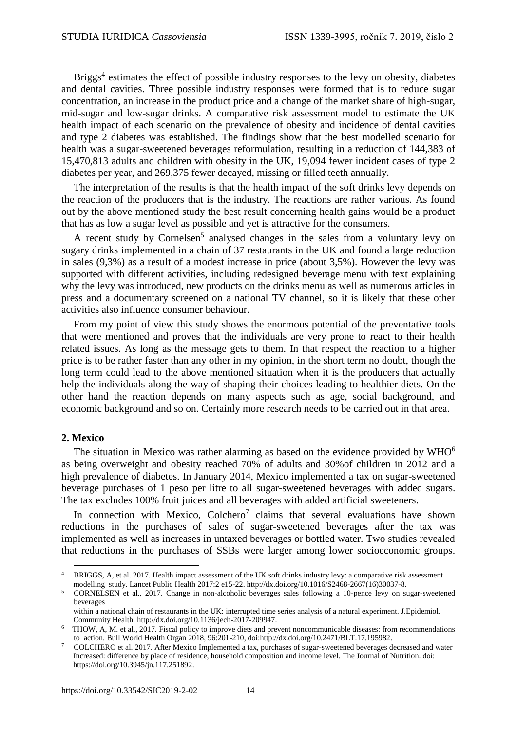Briggs[4] estimates the effect of possible industry responses to the levy on obesity, diabetes and dental cavities. Three possible industry responses were formed that is to reduce sugar concentration, an increase in the product price and a change of the market share of high-sugar, mid-sugar and low-sugar drinks. A comparative risk assessment model to estimate the UK health impact of each scenario on the prevalence of obesity and incidence of dental cavities and type 2 diabetes was established. The findings show that the best modelled scenario for health was a sugar-sweetened beverages reformulation, resulting in a reduction of 144,383 of 15,470,813 adults and children with obesity in the UK, 19,094 fewer incident cases of type 2 diabetes per year, and 269,375 fewer decayed, missing or filled teeth annually.

The interpretation of the results is that the health impact of the soft drinks levy depends on the reaction of the producers that is the industry. The reactions are rather various. As found out by the above mentioned study the best result concerning health gains would be a product that has as low a sugar level as possible and yet is attractive for the consumers.

A recent study by Cornelsen[5] analysed changes in the sales from a voluntary levy on sugary drinks implemented in a chain of 37 restaurants in the UK and found a large reduction in sales (9,3%) as a result of a modest increase in price (about 3,5%). However the levy was supported with different activities, including redesigned beverage menu with text explaining why the levy was introduced, new products on the drinks menu as well as numerous articles in press and a documentary screened on a national TV channel, so it is likely that these other activities also influence consumer behaviour.

From my point of view this study shows the enormous potential of the preventative tools that were mentioned and proves that the individuals are very prone to react to their health related issues. As long as the message gets to them. In that respect the reaction to a higher price is to be rather faster than any other in my opinion, in the short term no doubt, though the long term could lead to the above mentioned situation when it is the producers that actually help the individuals along the way of shaping their choices leading to healthier diets. On the other hand the reaction depends on many aspects such as age, social background, and economic background and so on. Certainly more research needs to be carried out in that area.

## 2. Mexico

The situation in Mexico was rather alarming as based on the evidence provided by WHO[6] as being overweight and obesity reached 70% of adults and 30%of children in 2012 and a high prevalence of diabetes. In January 2014, Mexico implemented a tax on sugar-sweetened beverage purchases of 1 peso per litre to all sugar-sweetened beverages with added sugars. The tax excludes 100% fruit juices and all beverages with added artificial sweeteners.

In connection with Mexico, Colchero[7] claims that several evaluations have shown reductions in the purchases of sales of sugar-sweetened beverages after the tax was implemented as well as increases in untaxed beverages or bottled water. Two studies revealed that reductions in the purchases of SSBs were larger among lower socioeconomic groups.

---

[4] BRIGGS, A, et al. 2017. Health impact assessment of the UK soft drinks industry levy: a comparative risk assessment modelling study. Lancet Public Health 2017:2 e15-22. http://dx.doi.org/10.1016/S2468-2667(16)30037-8.

[5] CORNELSEN et al., 2017. Change in non-alcoholic beverages sales following a 10-pence levy on sugar-sweetened beverages within a national chain of restaurants in the UK: interrupted time series analysis of a natural experiment. J.Epidemiol. Community Health. http://dx.doi.org/10.1136/jech-2017-209947.

[6] THOW, A, M. et al., 2017. Fiscal policy to improve diets and prevent noncommunicable diseases: from recommendations to action. Bull World Health Organ 2018, 96:201-210, doi:http://dx.doi.org/10.2471/BLT.17.195982.

[7] COLCHERO et al. 2017. After Mexico Implemented a tax, purchases of sugar-sweetened beverages decreased and water Increased: difference by place of residence, household composition and income level. The Journal of Nutrition. doi: https://doi.org/10.3945/jn.117.251892.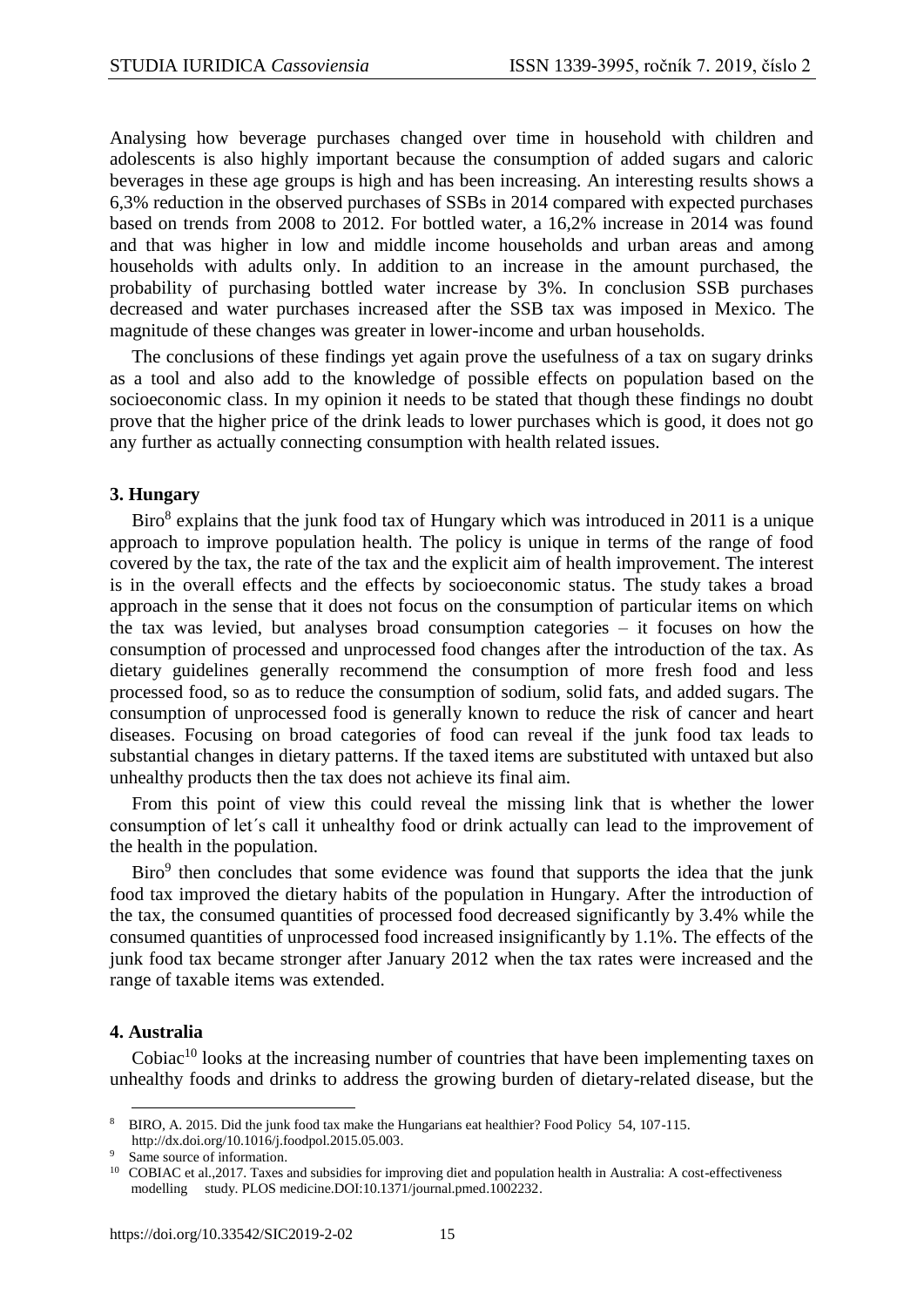Analysing how beverage purchases changed over time in household with children and adolescents is also highly important because the consumption of added sugars and caloric beverages in these age groups is high and has been increasing. An interesting results shows a 6,3% reduction in the observed purchases of SSBs in 2014 compared with expected purchases based on trends from 2008 to 2012. For bottled water, a 16,2% increase in 2014 was found and that was higher in low and middle income households and urban areas and among households with adults only. In addition to an increase in the amount purchased, the probability of purchasing bottled water increase by 3%. In conclusion SSB purchases decreased and water purchases increased after the SSB tax was imposed in Mexico. The magnitude of these changes was greater in lower-income and urban households.

The conclusions of these findings yet again prove the usefulness of a tax on sugary drinks as a tool and also add to the knowledge of possible effects on population based on the socioeconomic class. In my opinion it needs to be stated that though these findings no doubt prove that the higher price of the drink leads to lower purchases which is good, it does not go any further as actually connecting consumption with health related issues.

### 3. Hungary

Biro[8] explains that the junk food tax of Hungary which was introduced in 2011 is a unique approach to improve population health. The policy is unique in terms of the range of food covered by the tax, the rate of the tax and the explicit aim of health improvement. The interest is in the overall effects and the effects by socioeconomic status. The study takes a broad approach in the sense that it does not focus on the consumption of particular items on which the tax was levied, but analyses broad consumption categories – it focuses on how the consumption of processed and unprocessed food changes after the introduction of the tax. As dietary guidelines generally recommend the consumption of more fresh food and less processed food, so as to reduce the consumption of sodium, solid fats, and added sugars. The consumption of unprocessed food is generally known to reduce the risk of cancer and heart diseases. Focusing on broad categories of food can reveal if the junk food tax leads to substantial changes in dietary patterns. If the taxed items are substituted with untaxed but also unhealthy products then the tax does not achieve its final aim.

From this point of view this could reveal the missing link that is whether the lower consumption of let´s call it unhealthy food or drink actually can lead to the improvement of the health in the population.

Biro[9] then concludes that some evidence was found that supports the idea that the junk food tax improved the dietary habits of the population in Hungary. After the introduction of the tax, the consumed quantities of processed food decreased significantly by 3.4% while the consumed quantities of unprocessed food increased insignificantly by 1.1%. The effects of the junk food tax became stronger after January 2012 when the tax rates were increased and the range of taxable items was extended.

### 4. Australia

Cobiac[10] looks at the increasing number of countries that have been implementing taxes on unhealthy foods and drinks to address the growing burden of dietary-related disease, but the

---

[8] BIRO, A. 2015. Did the junk food tax make the Hungarians eat healthier? Food Policy 54, 107-115. http://dx.doi.org/10.1016/j.foodpol.2015.05.003.

[9] Same source of information.

[10] COBIAC et al.,2017. Taxes and subsidies for improving diet and population health in Australia: A cost-effectiveness modelling study. PLOS medicine.DOI:10.1371/journal.pmed.1002232.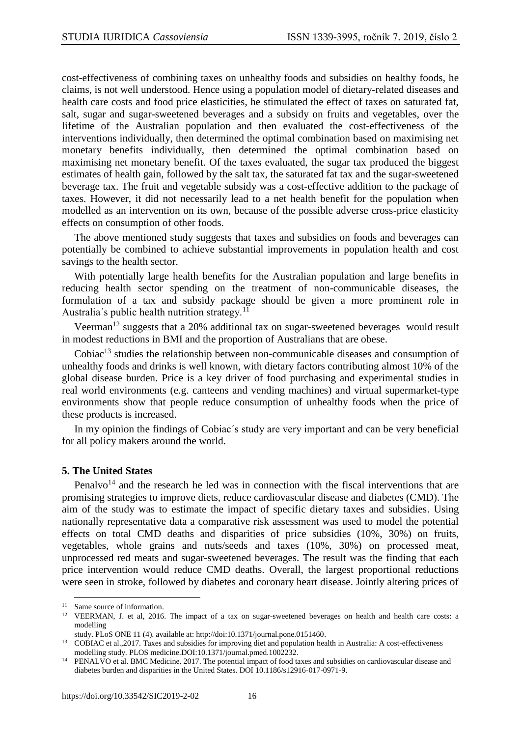cost-effectiveness of combining taxes on unhealthy foods and subsidies on healthy foods, he claims, is not well understood. Hence using a population model of dietary-related diseases and health care costs and food price elasticities, he stimulated the effect of taxes on saturated fat, salt, sugar and sugar-sweetened beverages and a subsidy on fruits and vegetables, over the lifetime of the Australian population and then evaluated the cost-effectiveness of the interventions individually, then determined the optimal combination based on maximising net monetary benefits individually, then determined the optimal combination based on maximising net monetary benefit. Of the taxes evaluated, the sugar tax produced the biggest estimates of health gain, followed by the salt tax, the saturated fat tax and the sugar-sweetened beverage tax. The fruit and vegetable subsidy was a cost-effective addition to the package of taxes. However, it did not necessarily lead to a net health benefit for the population when modelled as an intervention on its own, because of the possible adverse cross-price elasticity effects on consumption of other foods.

The above mentioned study suggests that taxes and subsidies on foods and beverages can potentially be combined to achieve substantial improvements in population health and cost savings to the health sector.

With potentially large health benefits for the Australian population and large benefits in reducing health sector spending on the treatment of non-communicable diseases, the formulation of a tax and subsidy package should be given a more prominent role in Australia´s public health nutrition strategy.[11]

Veerman[12] suggests that a 20% additional tax on sugar-sweetened beverages would result in modest reductions in BMI and the proportion of Australians that are obese.

Cobiac[13] studies the relationship between non-communicable diseases and consumption of unhealthy foods and drinks is well known, with dietary factors contributing almost 10% of the global disease burden. Price is a key driver of food purchasing and experimental studies in real world environments (e.g. canteens and vending machines) and virtual supermarket-type environments show that people reduce consumption of unhealthy foods when the price of these products is increased.

In my opinion the findings of Cobiac´s study are very important and can be very beneficial for all policy makers around the world.

## 5. The United States

Penalvo[14] and the research he led was in connection with the fiscal interventions that are promising strategies to improve diets, reduce cardiovascular disease and diabetes (CMD). The aim of the study was to estimate the impact of specific dietary taxes and subsidies. Using nationally representative data a comparative risk assessment was used to model the potential effects on total CMD deaths and disparities of price subsidies (10%, 30%) on fruits, vegetables, whole grains and nuts/seeds and taxes (10%, 30%) on processed meat, unprocessed red meats and sugar-sweetened beverages. The result was the finding that each price intervention would reduce CMD deaths. Overall, the largest proportional reductions were seen in stroke, followed by diabetes and coronary heart disease. Jointly altering prices of

---

[11] Same source of information.

[12] VEERMAN, J. et al, 2016. The impact of a tax on sugar-sweetened beverages on health and health care costs: a modelling study. PLoS ONE 11 (4). available at: http://doi:10.1371/journal.pone.0151460.

[13] COBIAC et al.,2017. Taxes and subsidies for improving diet and population health in Australia: A cost-effectiveness modelling study. PLOS medicine.DOI:10.1371/journal.pmed.1002232.

[14] PENALVO et al. BMC Medicine. 2017. The potential impact of food taxes and subsidies on cardiovascular disease and diabetes burden and disparities in the United States. DOI 10.1186/s12916-017-0971-9.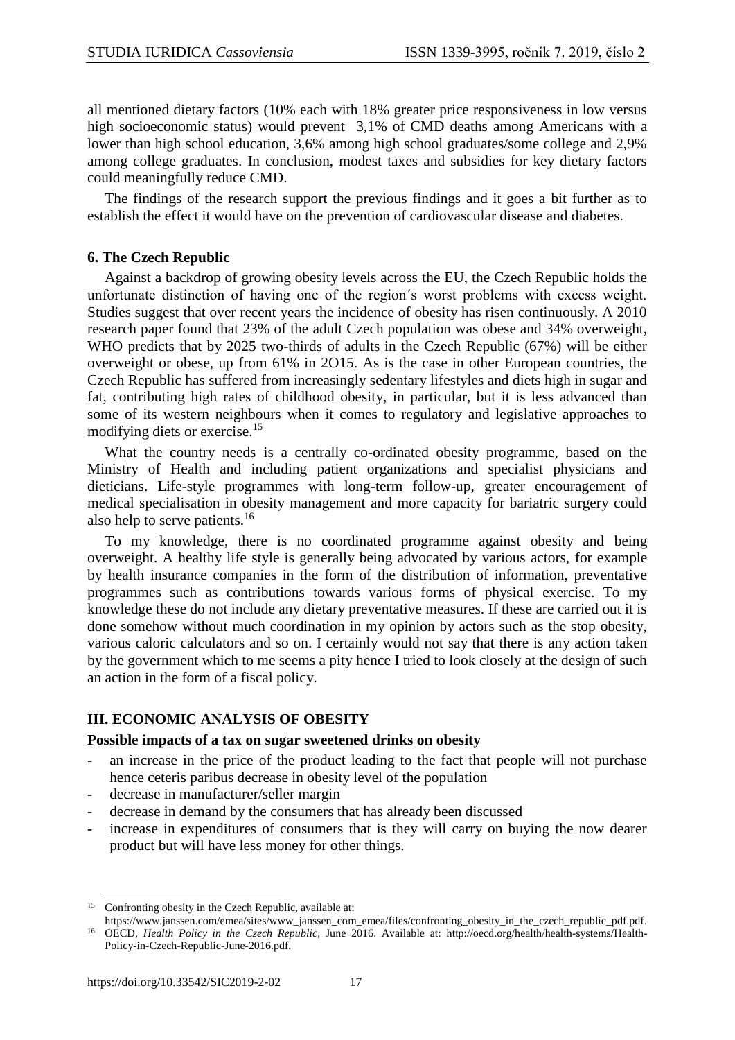all mentioned dietary factors (10% each with 18% greater price responsiveness in low versus high socioeconomic status) would prevent 3,1% of CMD deaths among Americans with a lower than high school education, 3,6% among high school graduates/some college and 2,9% among college graduates. In conclusion, modest taxes and subsidies for key dietary factors could meaningfully reduce CMD.

The findings of the research support the previous findings and it goes a bit further as to establish the effect it would have on the prevention of cardiovascular disease and diabetes.

### 6. The Czech Republic

Against a backdrop of growing obesity levels across the EU, the Czech Republic holds the unfortunate distinction of having one of the region´s worst problems with excess weight. Studies suggest that over recent years the incidence of obesity has risen continuously. A 2010 research paper found that 23% of the adult Czech population was obese and 34% overweight, WHO predicts that by 2025 two-thirds of adults in the Czech Republic (67%) will be either overweight or obese, up from 61% in 2O15. As is the case in other European countries, the Czech Republic has suffered from increasingly sedentary lifestyles and diets high in sugar and fat, contributing high rates of childhood obesity, in particular, but it is less advanced than some of its western neighbours when it comes to regulatory and legislative approaches to modifying diets or exercise.[15]

What the country needs is a centrally co-ordinated obesity programme, based on the Ministry of Health and including patient organizations and specialist physicians and dieticians. Life-style programmes with long-term follow-up, greater encouragement of medical specialisation in obesity management and more capacity for bariatric surgery could also help to serve patients.[16]

To my knowledge, there is no coordinated programme against obesity and being overweight. A healthy life style is generally being advocated by various actors, for example by health insurance companies in the form of the distribution of information, preventative programmes such as contributions towards various forms of physical exercise. To my knowledge these do not include any dietary preventative measures. If these are carried out it is done somehow without much coordination in my opinion by actors such as the stop obesity, various caloric calculators and so on. I certainly would not say that there is any action taken by the government which to me seems a pity hence I tried to look closely at the design of such an action in the form of a fiscal policy.

## III. ECONOMIC ANALYSIS OF OBESITY

**Possible impacts of a tax on sugar sweetened drinks on obesity**

- an increase in the price of the product leading to the fact that people will not purchase hence ceteris paribus decrease in obesity level of the population
- decrease in manufacturer/seller margin
- decrease in demand by the consumers that has already been discussed
- increase in expenditures of consumers that is they will carry on buying the now dearer product but will have less money for other things.

---

[15] Confronting obesity in the Czech Republic, available at: https://www.janssen.com/emea/sites/www_janssen_com_emea/files/confronting_obesity_in_the_czech_republic_pdf.pdf.

[16] OECD, *Health Policy in the Czech Republic*, June 2016. Available at: http://oecd.org/health/health-systems/Health-Policy-in-Czech-Republic-June-2016.pdf.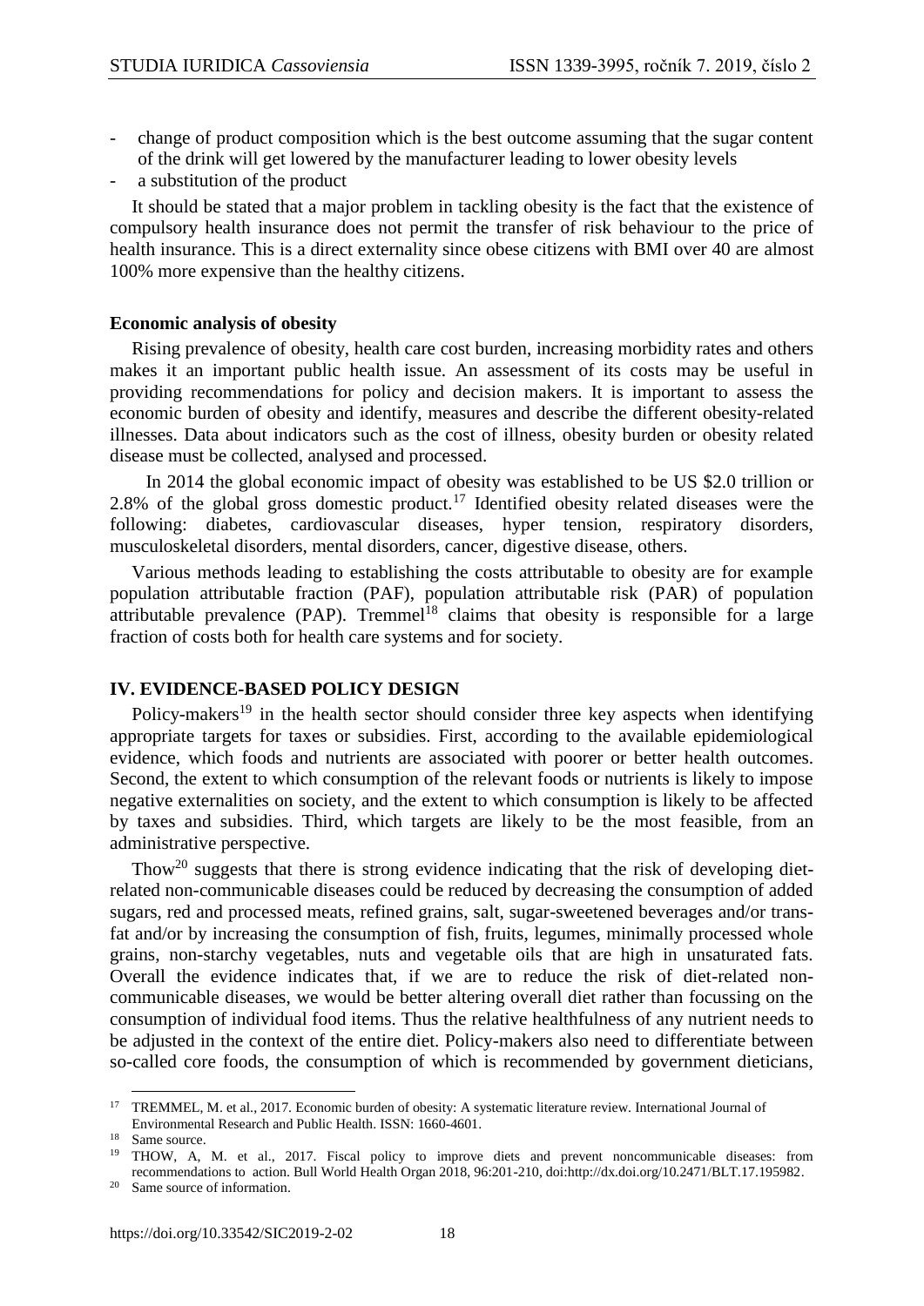- change of product composition which is the best outcome assuming that the sugar content of the drink will get lowered by the manufacturer leading to lower obesity levels
- a substitution of the product

It should be stated that a major problem in tackling obesity is the fact that the existence of compulsory health insurance does not permit the transfer of risk behaviour to the price of health insurance. This is a direct externality since obese citizens with BMI over 40 are almost 100% more expensive than the healthy citizens.

**Economic analysis of obesity**

Rising prevalence of obesity, health care cost burden, increasing morbidity rates and others makes it an important public health issue. An assessment of its costs may be useful in providing recommendations for policy and decision makers. It is important to assess the economic burden of obesity and identify, measures and describe the different obesity-related illnesses. Data about indicators such as the cost of illness, obesity burden or obesity related disease must be collected, analysed and processed.

In 2014 the global economic impact of obesity was established to be US $2.0 trillion or 2.8% of the global gross domestic product.[17] Identified obesity related diseases were the following: diabetes, cardiovascular diseases, hyper tension, respiratory disorders, musculoskeletal disorders, mental disorders, cancer, digestive disease, others.

Various methods leading to establishing the costs attributable to obesity are for example population attributable fraction (PAF), population attributable risk (PAR) of population attributable prevalence (PAP). Tremmel[18] claims that obesity is responsible for a large fraction of costs both for health care systems and for society.

## IV. EVIDENCE-BASED POLICY DESIGN

Policy-makers[19] in the health sector should consider three key aspects when identifying appropriate targets for taxes or subsidies. First, according to the available epidemiological evidence, which foods and nutrients are associated with poorer or better health outcomes. Second, the extent to which consumption of the relevant foods or nutrients is likely to impose negative externalities on society, and the extent to which consumption is likely to be affected by taxes and subsidies. Third, which targets are likely to be the most feasible, from an administrative perspective.

Thow[20] suggests that there is strong evidence indicating that the risk of developing diet-related non-communicable diseases could be reduced by decreasing the consumption of added sugars, red and processed meats, refined grains, salt, sugar-sweetened beverages and/or trans-fat and/or by increasing the consumption of fish, fruits, legumes, minimally processed whole grains, non-starchy vegetables, nuts and vegetable oils that are high in unsaturated fats. Overall the evidence indicates that, if we are to reduce the risk of diet-related non-communicable diseases, we would be better altering overall diet rather than focussing on the consumption of individual food items. Thus the relative healthfulness of any nutrient needs to be adjusted in the context of the entire diet. Policy-makers also need to differentiate between so-called core foods, the consumption of which is recommended by government dieticians,

---

[17] TREMMEL, M. et al., 2017. Economic burden of obesity: A systematic literature review. International Journal of Environmental Research and Public Health. ISSN: 1660-4601.

[18] Same source.

[19] THOW, A, M. et al., 2017. Fiscal policy to improve diets and prevent noncommunicable diseases: from recommendations to action. Bull World Health Organ 2018, 96:201-210, doi:http://dx.doi.org/10.2471/BLT.17.195982.

[20] Same source of information.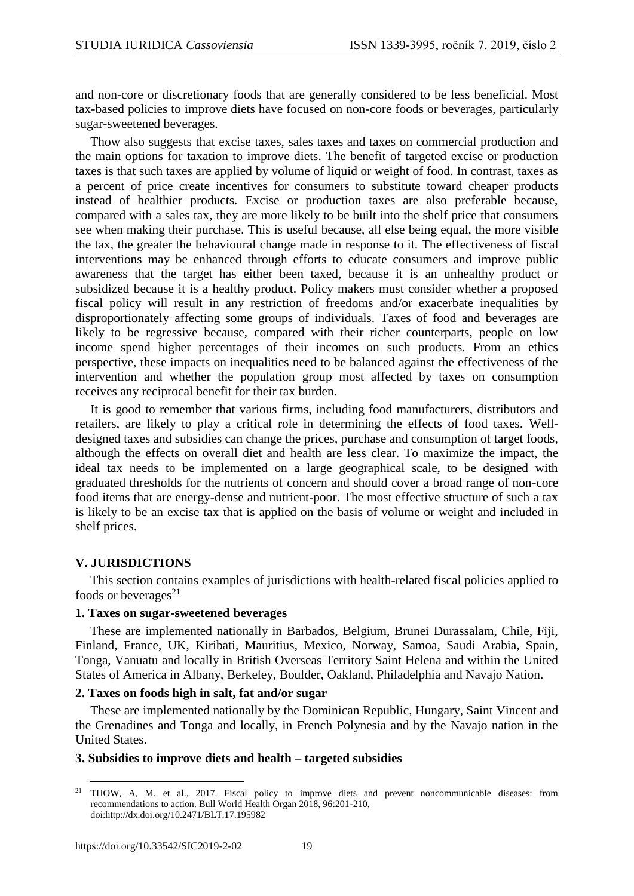and non-core or discretionary foods that are generally considered to be less beneficial. Most tax-based policies to improve diets have focused on non-core foods or beverages, particularly sugar-sweetened beverages.

Thow also suggests that excise taxes, sales taxes and taxes on commercial production and the main options for taxation to improve diets. The benefit of targeted excise or production taxes is that such taxes are applied by volume of liquid or weight of food. In contrast, taxes as a percent of price create incentives for consumers to substitute toward cheaper products instead of healthier products. Excise or production taxes are also preferable because, compared with a sales tax, they are more likely to be built into the shelf price that consumers see when making their purchase. This is useful because, all else being equal, the more visible the tax, the greater the behavioural change made in response to it. The effectiveness of fiscal interventions may be enhanced through efforts to educate consumers and improve public awareness that the target has either been taxed, because it is an unhealthy product or subsidized because it is a healthy product. Policy makers must consider whether a proposed fiscal policy will result in any restriction of freedoms and/or exacerbate inequalities by disproportionately affecting some groups of individuals. Taxes of food and beverages are likely to be regressive because, compared with their richer counterparts, people on low income spend higher percentages of their incomes on such products. From an ethics perspective, these impacts on inequalities need to be balanced against the effectiveness of the intervention and whether the population group most affected by taxes on consumption receives any reciprocal benefit for their tax burden.

It is good to remember that various firms, including food manufacturers, distributors and retailers, are likely to play a critical role in determining the effects of food taxes. Well-designed taxes and subsidies can change the prices, purchase and consumption of target foods, although the effects on overall diet and health are less clear. To maximize the impact, the ideal tax needs to be implemented on a large geographical scale, to be designed with graduated thresholds for the nutrients of concern and should cover a broad range of non-core food items that are energy-dense and nutrient-poor. The most effective structure of such a tax is likely to be an excise tax that is applied on the basis of volume or weight and included in shelf prices.

## V. JURISDICTIONS

This section contains examples of jurisdictions with health-related fiscal policies applied to foods or beverages[21]

### 1. Taxes on sugar-sweetened beverages

These are implemented nationally in Barbados, Belgium, Brunei Durassalam, Chile, Fiji, Finland, France, UK, Kiribati, Mauritius, Mexico, Norway, Samoa, Saudi Arabia, Spain, Tonga, Vanuatu and locally in British Overseas Territory Saint Helena and within the United States of America in Albany, Berkeley, Boulder, Oakland, Philadelphia and Navajo Nation.

### 2. Taxes on foods high in salt, fat and/or sugar

These are implemented nationally by the Dominican Republic, Hungary, Saint Vincent and the Grenadines and Tonga and locally, in French Polynesia and by the Navajo nation in the United States.

### 3. Subsidies to improve diets and health – targeted subsidies

---

[21] THOW, A, M. et al., 2017. Fiscal policy to improve diets and prevent noncommunicable diseases: from recommendations to action. Bull World Health Organ 2018, 96:201-210, doi:http://dx.doi.org/10.2471/BLT.17.195982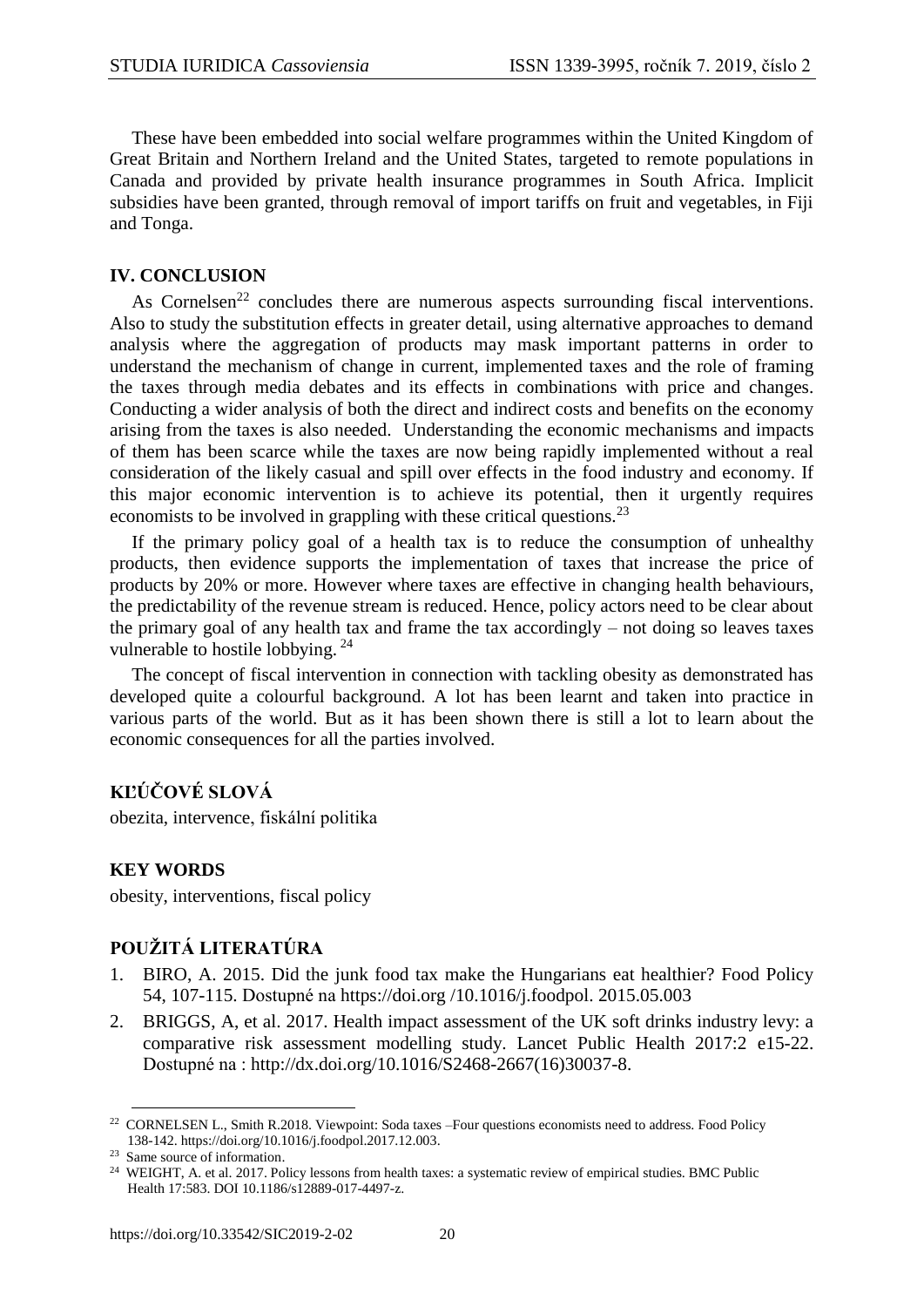These have been embedded into social welfare programmes within the United Kingdom of Great Britain and Northern Ireland and the United States, targeted to remote populations in Canada and provided by private health insurance programmes in South Africa. Implicit subsidies have been granted, through removal of import tariffs on fruit and vegetables, in Fiji and Tonga.

## IV. CONCLUSION

As Cornelsen[22] concludes there are numerous aspects surrounding fiscal interventions. Also to study the substitution effects in greater detail, using alternative approaches to demand analysis where the aggregation of products may mask important patterns in order to understand the mechanism of change in current, implemented taxes and the role of framing the taxes through media debates and its effects in combinations with price and changes. Conducting a wider analysis of both the direct and indirect costs and benefits on the economy arising from the taxes is also needed. Understanding the economic mechanisms and impacts of them has been scarce while the taxes are now being rapidly implemented without a real consideration of the likely casual and spill over effects in the food industry and economy. If this major economic intervention is to achieve its potential, then it urgently requires economists to be involved in grappling with these critical questions.[23]

If the primary policy goal of a health tax is to reduce the consumption of unhealthy products, then evidence supports the implementation of taxes that increase the price of products by 20% or more. However where taxes are effective in changing health behaviours, the predictability of the revenue stream is reduced. Hence, policy actors need to be clear about the primary goal of any health tax and frame the tax accordingly – not doing so leaves taxes vulnerable to hostile lobbying.[24]

The concept of fiscal intervention in connection with tackling obesity as demonstrated has developed quite a colourful background. A lot has been learnt and taken into practice in various parts of the world. But as it has been shown there is still a lot to learn about the economic consequences for all the parties involved.

## KĽÚČOVÉ SLOVÁ

obezita, intervence, fiskální politika

## KEY WORDS

obesity, interventions, fiscal policy

## POUŽITÁ LITERATÚRA

1. BIRO, A. 2015. Did the junk food tax make the Hungarians eat healthier? Food Policy 54, 107-115. Dostupné na https://doi.org /10.1016/j.foodpol. 2015.05.003
2. BRIGGS, A, et al. 2017. Health impact assessment of the UK soft drinks industry levy: a comparative risk assessment modelling study. Lancet Public Health 2017:2 e15-22. Dostupné na : http://dx.doi.org/10.1016/S2468-2667(16)30037-8.

---

[22] CORNELSEN L., Smith R.2018. Viewpoint: Soda taxes –Four questions economists need to address. Food Policy 138-142. https://doi.org/10.1016/j.foodpol.2017.12.003.

[23] Same source of information.

[24] WEIGHT, A. et al. 2017. Policy lessons from health taxes: a systematic review of empirical studies. BMC Public Health 17:583. DOI 10.1186/s12889-017-4497-z.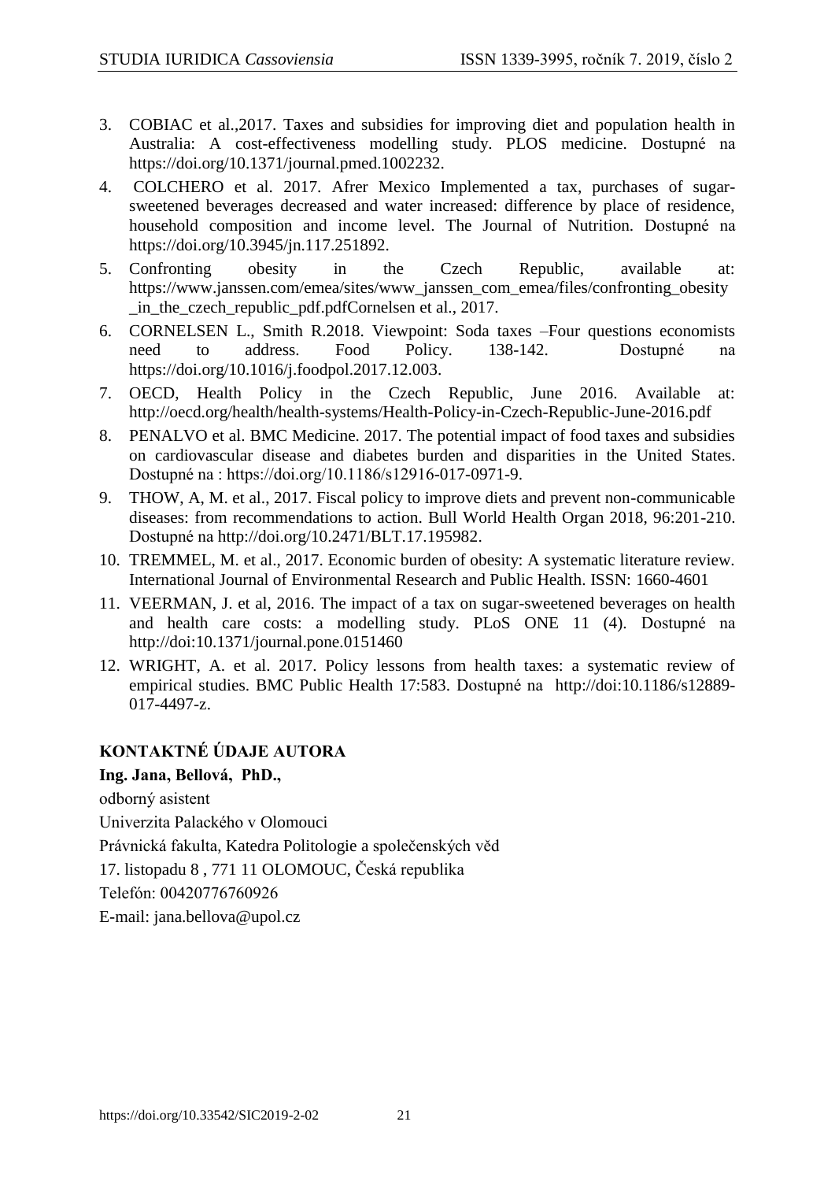3. COBIAC et al.,2017. Taxes and subsidies for improving diet and population health in Australia: A cost-effectiveness modelling study. PLOS medicine. Dostupné na https://doi.org/10.1371/journal.pmed.1002232.
4. COLCHERO et al. 2017. Afrer Mexico Implemented a tax, purchases of sugar-sweetened beverages decreased and water increased: difference by place of residence, household composition and income level. The Journal of Nutrition. Dostupné na https://doi.org/10.3945/jn.117.251892.
5. Confronting obesity in the Czech Republic, available at: https://www.janssen.com/emea/sites/www_janssen_com_emea/files/confronting_obesity_in_the_czech_republic_pdf.pdfCornelsen et al., 2017.
6. CORNELSEN L., Smith R.2018. Viewpoint: Soda taxes –Four questions economists need to address. Food Policy. 138-142. Dostupné na https://doi.org/10.1016/j.foodpol.2017.12.003.
7. OECD, Health Policy in the Czech Republic, June 2016. Available at: http://oecd.org/health/health-systems/Health-Policy-in-Czech-Republic-June-2016.pdf
8. PENALVO et al. BMC Medicine. 2017. The potential impact of food taxes and subsidies on cardiovascular disease and diabetes burden and disparities in the United States. Dostupné na : https://doi.org/10.1186/s12916-017-0971-9.
9. THOW, A, M. et al., 2017. Fiscal policy to improve diets and prevent non-communicable diseases: from recommendations to action. Bull World Health Organ 2018, 96:201-210. Dostupné na http://doi.org/10.2471/BLT.17.195982.
10. TREMMEL, M. et al., 2017. Economic burden of obesity: A systematic literature review. International Journal of Environmental Research and Public Health. ISSN: 1660-4601
11. VEERMAN, J. et al, 2016. The impact of a tax on sugar-sweetened beverages on health and health care costs: a modelling study. PLoS ONE 11 (4). Dostupné na http://doi:10.1371/journal.pone.0151460
12. WRIGHT, A. et al. 2017. Policy lessons from health taxes: a systematic review of empirical studies. BMC Public Health 17:583. Dostupné na http://doi:10.1186/s12889-017-4497-z.

## KONTAKTNÉ ÚDAJE AUTORA

**Ing. Jana, Bellová, PhD.,**

odborný asistent

Univerzita Palackého v Olomouci

Právnická fakulta, Katedra Politologie a společenských věd

17. listopadu 8 , 771 11 OLOMOUC, Česká republika

Telefón: 00420776760926

E-mail: jana.bellova@upol.cz